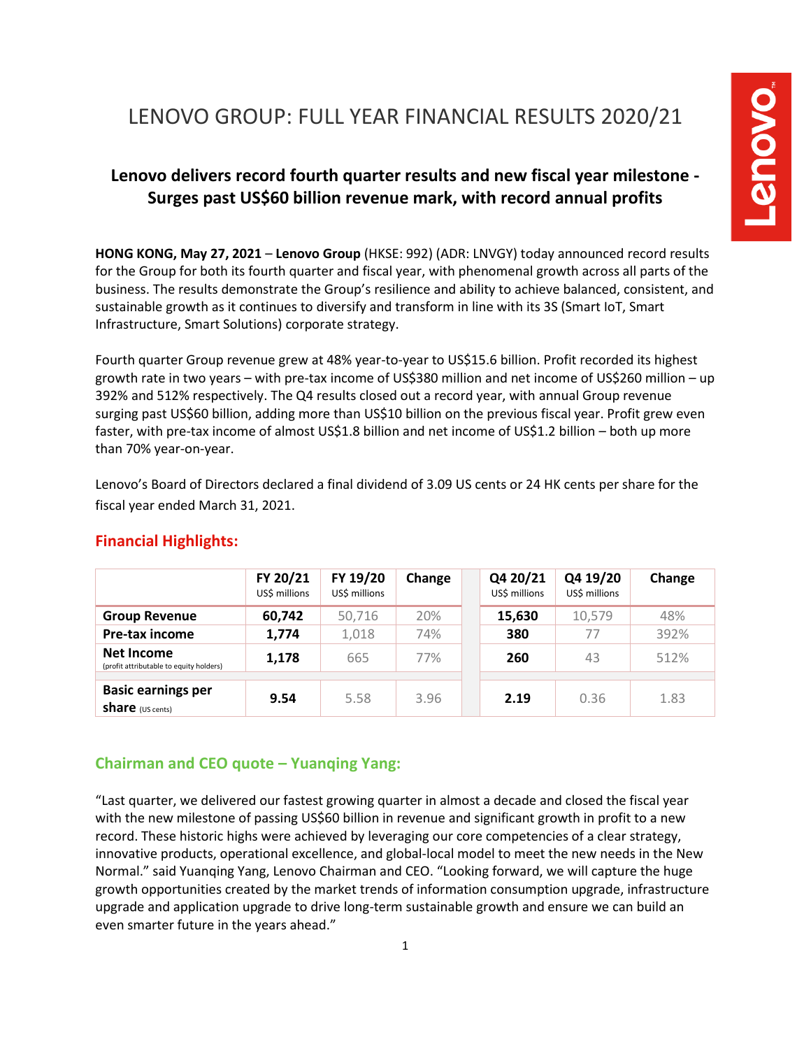# LENOVO GROUP: FULL YEAR FINANCIAL RESULTS 2020/21

## Lenovo delivers record fourth quarter results and new fiscal year milestone - Surges past US$60 billion revenue mark, with record annual profits

**HONG KONG, May 27, 2021** – **Lenovo Group** (HKSE: 992) (ADR: LNVGY) today announced record results for the Group for both its fourth quarter and fiscal year, with phenomenal growth across all parts of the business. The results demonstrate the Group's resilience and ability to achieve balanced, consistent, and sustainable growth as it continues to diversify and transform in line with its 3S (Smart IoT, Smart Infrastructure, Smart Solutions) corporate strategy.

Fourth quarter Group revenue grew at 48% year-to-year to US$15.6 billion. Profit recorded its highest growth rate in two years – with pre-tax income of US$380 million and net income of US$260 million – up 392% and 512% respectively. The Q4 results closed out a record year, with annual Group revenue surging past US$60 billion, adding more than US$10 billion on the previous fiscal year. Profit grew even faster, with pre-tax income of almost US$1.8 billion and net income of US$1.2 billion – both up more than 70% year-on-year.

Lenovo's Board of Directors declared a final dividend of 3.09 US cents or 24 HK cents per share for the fiscal year ended March 31, 2021.

### Financial Highlights:

| | FY 20/21 US$ millions | FY 19/20 US$ millions | Change | Q4 20/21 US$ millions | Q4 19/20 US$ millions | Change |
|---|---|---|---|---|---|---|
| **Group Revenue** | **60,742** | 50,716 | 20% | **15,630** | 10,579 | 48% |
| **Pre-tax income** | **1,774** | 1,018 | 74% | **380** | 77 | 392% |
| **Net Income** (profit attributable to equity holders) | **1,178** | 665 | 77% | **260** | 43 | 512% |
| **Basic earnings per share** (US cents) | **9.54** | 5.58 | 3.96 | **2.19** | 0.36 | 1.83 |

### Chairman and CEO quote – Yuanqing Yang:

"Last quarter, we delivered our fastest growing quarter in almost a decade and closed the fiscal year with the new milestone of passing US$60 billion in revenue and significant growth in profit to a new record. These historic highs were achieved by leveraging our core competencies of a clear strategy, innovative products, operational excellence, and global-local model to meet the new needs in the New Normal." said Yuanqing Yang, Lenovo Chairman and CEO. "Looking forward, we will capture the huge growth opportunities created by the market trends of information consumption upgrade, infrastructure upgrade and application upgrade to drive long-term sustainable growth and ensure we can build an even smarter future in the years ahead."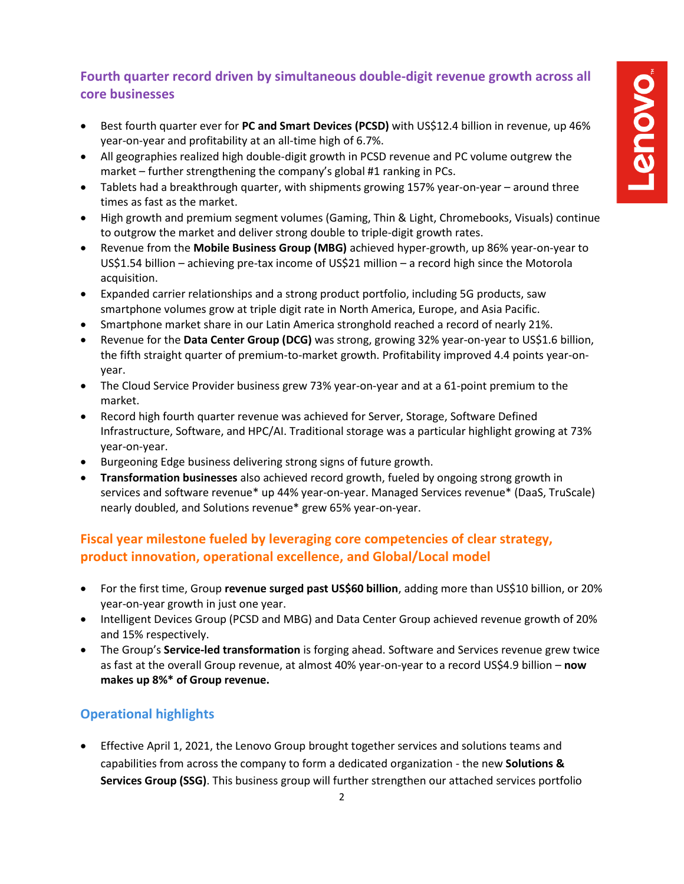## Fourth quarter record driven by simultaneous double-digit revenue growth across all core businesses

- Best fourth quarter ever for **PC and Smart Devices (PCSD)** with US$12.4 billion in revenue, up 46% year-on-year and profitability at an all-time high of 6.7%.
- All geographies realized high double-digit growth in PCSD revenue and PC volume outgrew the market – further strengthening the company's global #1 ranking in PCs.
- Tablets had a breakthrough quarter, with shipments growing 157% year-on-year – around three times as fast as the market.
- High growth and premium segment volumes (Gaming, Thin & Light, Chromebooks, Visuals) continue to outgrow the market and deliver strong double to triple-digit growth rates.
- Revenue from the **Mobile Business Group (MBG)** achieved hyper-growth, up 86% year-on-year to US$1.54 billion – achieving pre-tax income of US$21 million – a record high since the Motorola acquisition.
- Expanded carrier relationships and a strong product portfolio, including 5G products, saw smartphone volumes grow at triple digit rate in North America, Europe, and Asia Pacific.
- Smartphone market share in our Latin America stronghold reached a record of nearly 21%.
- Revenue for the **Data Center Group (DCG)** was strong, growing 32% year-on-year to US$1.6 billion, the fifth straight quarter of premium-to-market growth. Profitability improved 4.4 points year-on-year.
- The Cloud Service Provider business grew 73% year-on-year and at a 61-point premium to the market.
- Record high fourth quarter revenue was achieved for Server, Storage, Software Defined Infrastructure, Software, and HPC/AI. Traditional storage was a particular highlight growing at 73% year-on-year.
- Burgeoning Edge business delivering strong signs of future growth.
- **Transformation businesses** also achieved record growth, fueled by ongoing strong growth in services and software revenue* up 44% year-on-year. Managed Services revenue* (DaaS, TruScale) nearly doubled, and Solutions revenue* grew 65% year-on-year.

## Fiscal year milestone fueled by leveraging core competencies of clear strategy, product innovation, operational excellence, and Global/Local model

- For the first time, Group **revenue surged past US$60 billion**, adding more than US$10 billion, or 20% year-on-year growth in just one year.
- Intelligent Devices Group (PCSD and MBG) and Data Center Group achieved revenue growth of 20% and 15% respectively.
- The Group's **Service-led transformation** is forging ahead. Software and Services revenue grew twice as fast at the overall Group revenue, at almost 40% year-on-year to a record US$4.9 billion – **now makes up 8%* of Group revenue.**

## Operational highlights

- Effective April 1, 2021, the Lenovo Group brought together services and solutions teams and capabilities from across the company to form a dedicated organization - the new **Solutions & Services Group (SSG)**. This business group will further strengthen our attached services portfolio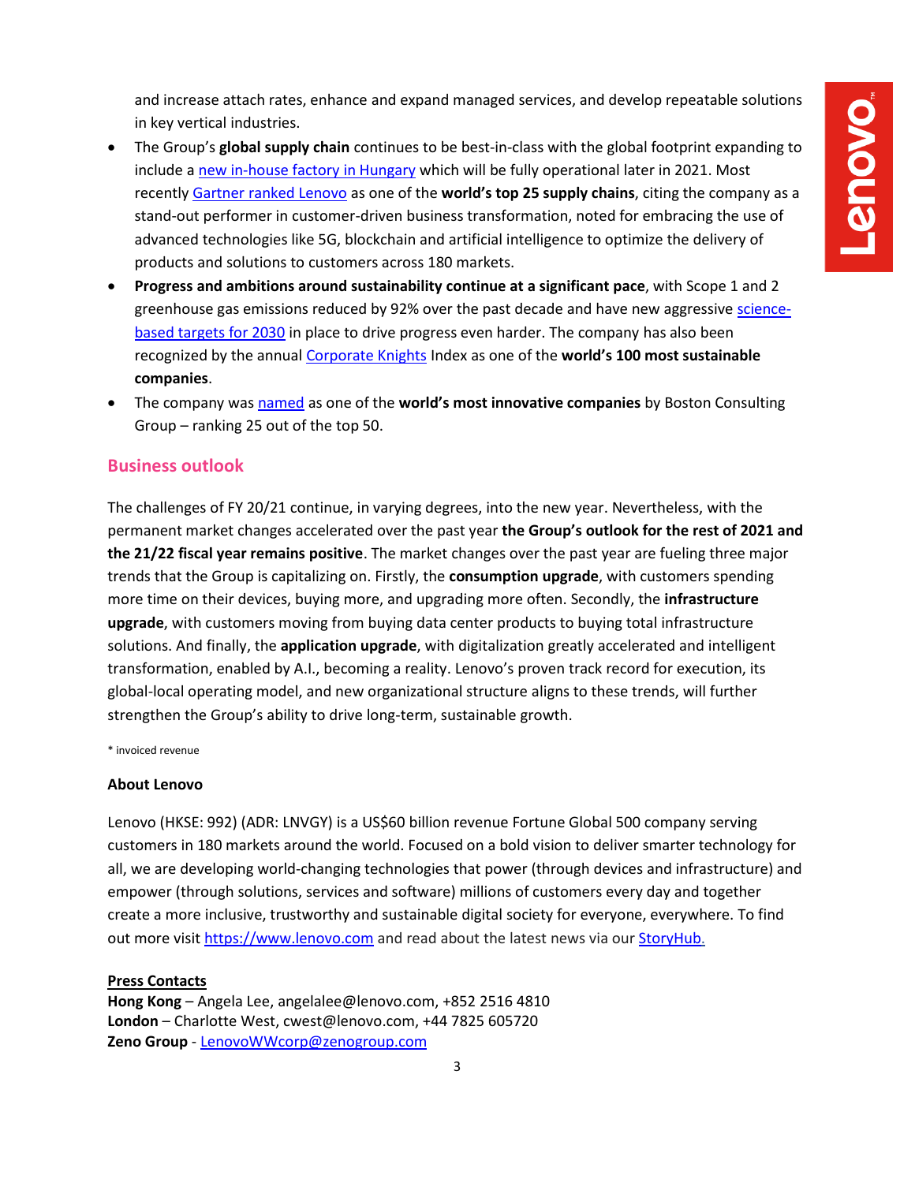and increase attach rates, enhance and expand managed services, and develop repeatable solutions in key vertical industries.

- The Group's **global supply chain** continues to be best-in-class with the global footprint expanding to include a new in-house factory in Hungary which will be fully operational later in 2021. Most recently Gartner ranked Lenovo as one of the **world's top 25 supply chains**, citing the company as a stand-out performer in customer-driven business transformation, noted for embracing the use of advanced technologies like 5G, blockchain and artificial intelligence to optimize the delivery of products and solutions to customers across 180 markets.
- **Progress and ambitions around sustainability continue at a significant pace**, with Scope 1 and 2 greenhouse gas emissions reduced by 92% over the past decade and have new aggressive science-based targets for 2030 in place to drive progress even harder. The company has also been recognized by the annual Corporate Knights Index as one of the **world's 100 most sustainable companies**.
- The company was named as one of the **world's most innovative companies** by Boston Consulting Group – ranking 25 out of the top 50.

## Business outlook

The challenges of FY 20/21 continue, in varying degrees, into the new year. Nevertheless, with the permanent market changes accelerated over the past year **the Group's outlook for the rest of 2021 and the 21/22 fiscal year remains positive**. The market changes over the past year are fueling three major trends that the Group is capitalizing on. Firstly, the **consumption upgrade**, with customers spending more time on their devices, buying more, and upgrading more often. Secondly, the **infrastructure upgrade**, with customers moving from buying data center products to buying total infrastructure solutions. And finally, the **application upgrade**, with digitalization greatly accelerated and intelligent transformation, enabled by A.I., becoming a reality. Lenovo's proven track record for execution, its global-local operating model, and new organizational structure aligns to these trends, will further strengthen the Group's ability to drive long-term, sustainable growth.

* invoiced revenue

**About Lenovo**

Lenovo (HKSE: 992) (ADR: LNVGY) is a US$60 billion revenue Fortune Global 500 company serving customers in 180 markets around the world. Focused on a bold vision to deliver smarter technology for all, we are developing world-changing technologies that power (through devices and infrastructure) and empower (through solutions, services and software) millions of customers every day and together create a more inclusive, trustworthy and sustainable digital society for everyone, everywhere. To find out more visit https://www.lenovo.com and read about the latest news via our StoryHub.

**Press Contacts**
**Hong Kong** – Angela Lee, angelalee@lenovo.com, +852 2516 4810
**London** – Charlotte West, cwest@lenovo.com, +44 7825 605720
**Zeno Group** - LenovoWWcorp@zenogroup.com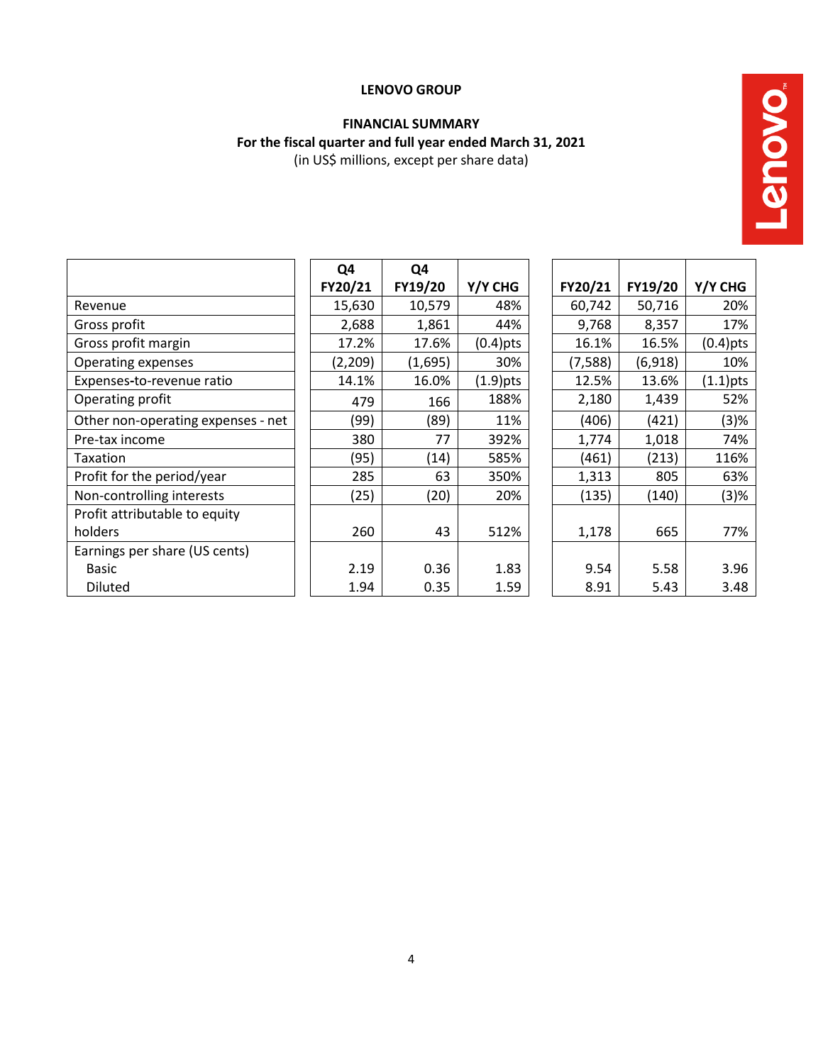**LENOVO GROUP**

**FINANCIAL SUMMARY**
**For the fiscal quarter and full year ended March 31, 2021**
(in US$ millions, except per share data)

| | Q4 FY20/21 | Q4 FY19/20 | Y/Y CHG | FY20/21 | FY19/20 | Y/Y CHG |
|---|---|---|---|---|---|---|
| Revenue | 15,630 | 10,579 | 48% | 60,742 | 50,716 | 20% |
| Gross profit | 2,688 | 1,861 | 44% | 9,768 | 8,357 | 17% |
| Gross profit margin | 17.2% | 17.6% | (0.4)pts | 16.1% | 16.5% | (0.4)pts |
| Operating expenses | (2,209) | (1,695) | 30% | (7,588) | (6,918) | 10% |
| Expenses-to-revenue ratio | 14.1% | 16.0% | (1.9)pts | 12.5% | 13.6% | (1.1)pts |
| Operating profit | 479 | 166 | 188% | 2,180 | 1,439 | 52% |
| Other non-operating expenses - net | (99) | (89) | 11% | (406) | (421) | (3)% |
| Pre-tax income | 380 | 77 | 392% | 1,774 | 1,018 | 74% |
| Taxation | (95) | (14) | 585% | (461) | (213) | 116% |
| Profit for the period/year | 285 | 63 | 350% | 1,313 | 805 | 63% |
| Non-controlling interests | (25) | (20) | 20% | (135) | (140) | (3)% |
| Profit attributable to equity holders | 260 | 43 | 512% | 1,178 | 665 | 77% |
| Earnings per share (US cents) | | | | | | |
| Basic | 2.19 | 0.36 | 1.83 | 9.54 | 5.58 | 3.96 |
| Diluted | 1.94 | 0.35 | 1.59 | 8.91 | 5.43 | 3.48 |